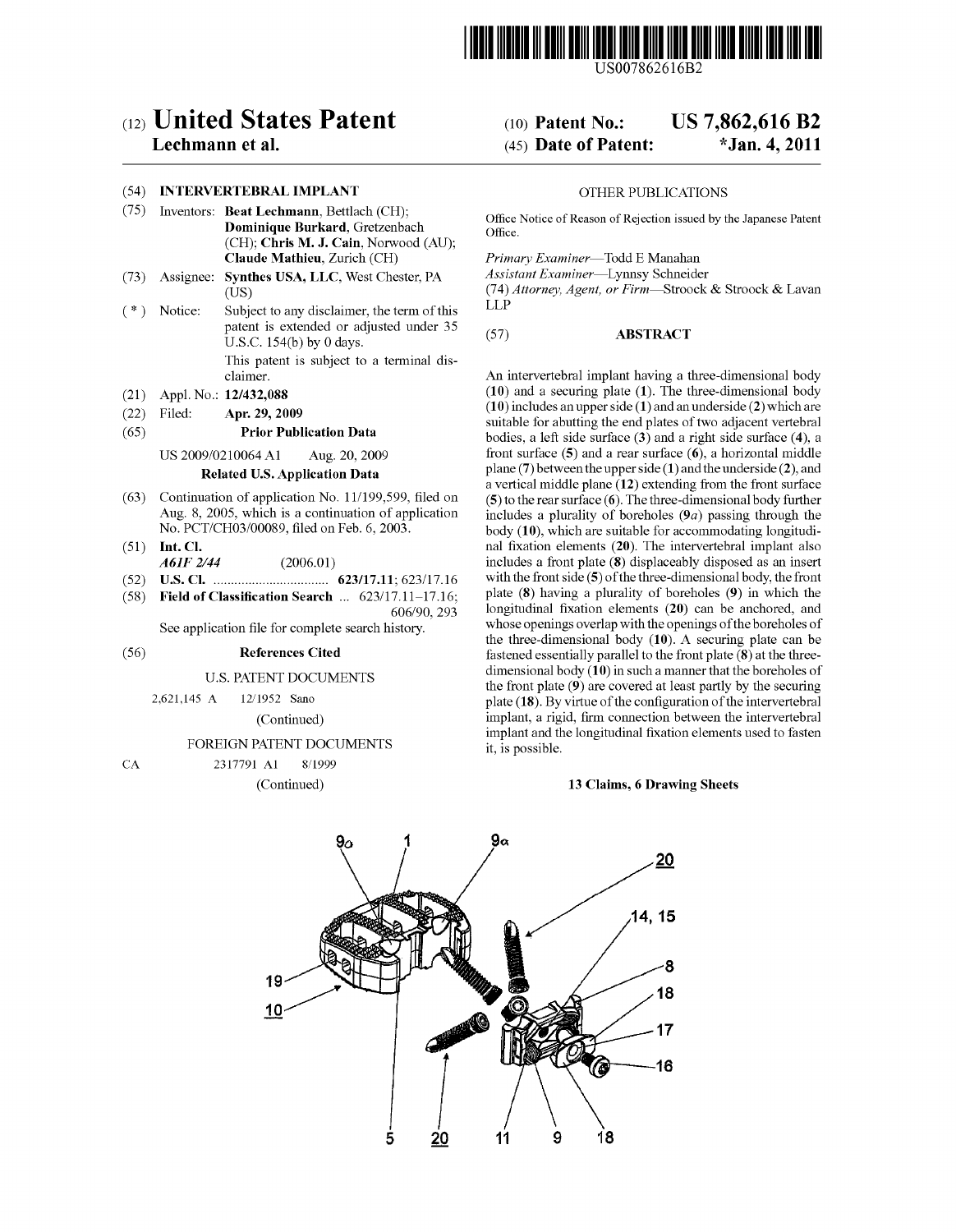US007862616B2

# (12) United States Patent
**Lechmann et al.**

(10) **Patent No.: US 7,862,616 B2**

(45) **Date of Patent: *Jan. 4, 2011**

(54) **INTERVERTEBRAL IMPLANT**

(75) Inventors: **Beat Lechmann**, Bettlach (CH); **Dominique Burkard**, Gretzenbach (CH); **Chris M. J. Cain**, Norwood (AU); **Claude Mathieu**, Zurich (CH)

(73) Assignee: **Synthes USA, LLC**, West Chester, PA (US)

( * ) Notice: Subject to any disclaimer, the term of this patent is extended or adjusted under 35 U.S.C. 154(b) by 0 days.

This patent is subject to a terminal disclaimer.

(21) Appl. No.: **12/432,088**

(22) Filed: **Apr. 29, 2009**

(65) **Prior Publication Data**

US 2009/0210064 A1 Aug. 20, 2009

**Related U.S. Application Data**

(63) Continuation of application No. 11/199,599, filed on Aug. 8, 2005, which is a continuation of application No. PCT/CH03/00089, filed on Feb. 6, 2003.

(51) **Int. Cl.**
*A61F 2/44* (2006.01)

(52) **U.S. Cl.** ................................ **623/17.11**; 623/17.16

(58) **Field of Classification Search** ... 623/17.11–17.16; 606/90, 293

See application file for complete search history.

(56) **References Cited**

U.S. PATENT DOCUMENTS

2,621,145 A 12/1952 Sano

(Continued)

FOREIGN PATENT DOCUMENTS

CA 2317791 A1 8/1999

(Continued)

OTHER PUBLICATIONS

Office Notice of Reason of Rejection issued by the Japanese Patent Office.

*Primary Examiner*—Todd E Manahan
*Assistant Examiner*—Lynnsy Schneider
(74) *Attorney, Agent, or Firm*—Stroock & Stroock & Lavan LLP

(57) **ABSTRACT**

An intervertebral implant having a three-dimensional body (**10**) and a securing plate (**1**). The three-dimensional body (**10**) includes an upper side (**1**) and an underside (**2**) which are suitable for abutting the end plates of two adjacent vertebral bodies, a left side surface (**3**) and a right side surface (**4**), a front surface (**5**) and a rear surface (**6**), a horizontal middle plane (**7**) between the upper side (**1**) and the underside (**2**), and a vertical middle plane (**12**) extending from the front surface (**5**) to the rear surface (**6**). The three-dimensional body further includes a plurality of boreholes (**9***a*) passing through the body (**10**), which are suitable for accommodating longitudinal fixation elements (**20**). The intervertebral implant also includes a front plate (**8**) displaceably disposed as an insert with the front side (**5**) of the three-dimensional body, the front plate (**8**) having a plurality of boreholes (**9**) in which the longitudinal fixation elements (**20**) can be anchored, and whose openings overlap with the openings of the boreholes of the three-dimensional body (**10**). A securing plate can be fastened essentially parallel to the front plate (**8**) at the three-dimensional body (**10**) in such a manner that the boreholes of the front plate (**9**) are covered at least partly by the securing plate (**18**). By virtue of the configuration of the intervertebral implant, a rigid, firm connection between the intervertebral implant and the longitudinal fixation elements used to fasten it, is possible.

**13 Claims, 6 Drawing Sheets**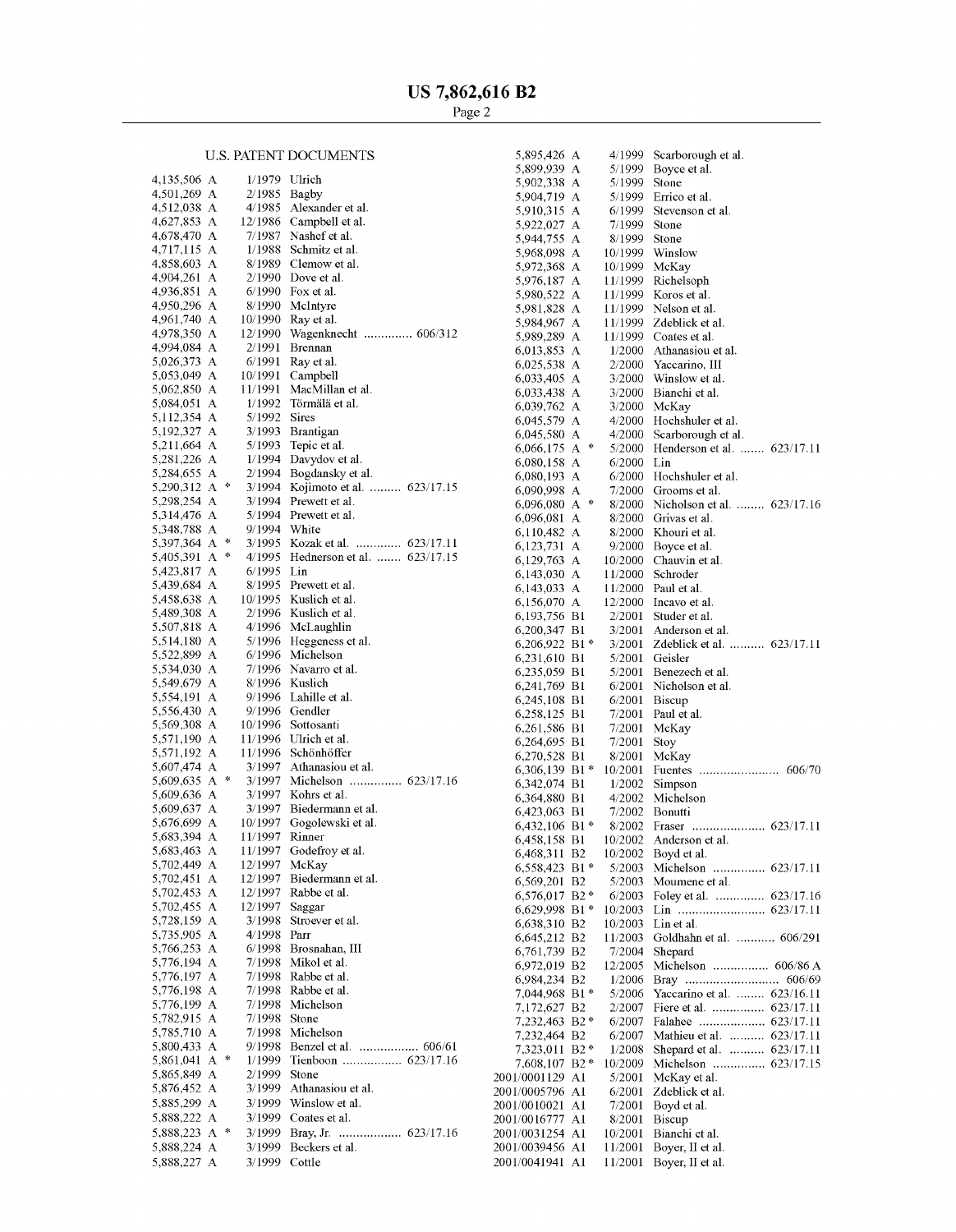## U.S. PATENT DOCUMENTS

| | | | |
|---|---|---|---|
| 4,135,506 A | 1/1979 | Ulrich | |
| 4,501,269 A | 2/1985 | Bagby | |
| 4,512,038 A | 4/1985 | Alexander et al. | |
| 4,627,853 A | 12/1986 | Campbell et al. | |
| 4,678,470 A | 7/1987 | Nashef et al. | |
| 4,717,115 A | 1/1988 | Schmitz et al. | |
| 4,858,603 A | 8/1989 | Clemow et al. | |
| 4,904,261 A | 2/1990 | Dove et al. | |
| 4,936,851 A | 6/1990 | Fox et al. | |
| 4,950,296 A | 8/1990 | McIntyre | |
| 4,961,740 A | 10/1990 | Ray et al. | |
| 4,978,350 A | 12/1990 | Wagenknecht | 606/312 |
| 4,994,084 A | 2/1991 | Brennan | |
| 5,026,373 A | 6/1991 | Ray et al. | |
| 5,053,049 A | 10/1991 | Campbell | |
| 5,062,850 A | 11/1991 | MacMillan et al. | |
| 5,084,051 A | 1/1992 | Törmälä et al. | |
| 5,112,354 A | 5/1992 | Sires | |
| 5,192,327 A | 3/1993 | Brantigan | |
| 5,211,664 A | 5/1993 | Tepic et al. | |
| 5,281,226 A | 1/1994 | Davydov et al. | |
| 5,284,655 A | 2/1994 | Bogdansky et al. | |
| 5,290,312 A * | 3/1994 | Kojimoto et al. | 623/17.15 |
| 5,298,254 A | 3/1994 | Prewett et al. | |
| 5,314,476 A | 5/1994 | Prewett et al. | |
| 5,348,788 A | 9/1994 | White | |
| 5,397,364 A * | 3/1995 | Kozak et al. | 623/17.11 |
| 5,405,391 A * | 4/1995 | Hednerson et al. | 623/17.15 |
| 5,423,817 A | 6/1995 | Lin | |
| 5,439,684 A | 8/1995 | Prewett et al. | |
| 5,458,638 A | 10/1995 | Kuslich et al. | |
| 5,489,308 A | 2/1996 | Kuslich et al. | |
| 5,507,818 A | 4/1996 | McLaughlin | |
| 5,514,180 A | 5/1996 | Heggeness et al. | |
| 5,522,899 A | 6/1996 | Michelson | |
| 5,534,030 A | 7/1996 | Navarro et al. | |
| 5,549,679 A | 8/1996 | Kuslich | |
| 5,554,191 A | 9/1996 | Lahille et al. | |
| 5,556,430 A | 9/1996 | Gendler | |
| 5,569,308 A | 10/1996 | Sottosanti | |
| 5,571,190 A | 11/1996 | Ulrich et al. | |
| 5,571,192 A | 11/1996 | Schönhöffer | |
| 5,607,474 A | 3/1997 | Athanasiou et al. | |
| 5,609,635 A * | 3/1997 | Michelson | 623/17.16 |
| 5,609,636 A | 3/1997 | Kohrs et al. | |
| 5,609,637 A | 3/1997 | Biedermann et al. | |
| 5,676,699 A | 10/1997 | Gogolewski et al. | |
| 5,683,394 A | 11/1997 | Rinner | |
| 5,683,463 A | 11/1997 | Godefroy et al. | |
| 5,702,449 A | 12/1997 | McKay | |
| 5,702,451 A | 12/1997 | Biedermann et al. | |
| 5,702,453 A | 12/1997 | Rabbe et al. | |
| 5,702,455 A | 12/1997 | Saggar | |
| 5,728,159 A | 3/1998 | Stroever et al. | |
| 5,735,905 A | 4/1998 | Parr | |
| 5,766,253 A | 6/1998 | Brosnahan, III | |
| 5,776,194 A | 7/1998 | Mikol et al. | |
| 5,776,197 A | 7/1998 | Rabbe et al. | |
| 5,776,198 A | 7/1998 | Rabbe et al. | |
| 5,776,199 A | 7/1998 | Michelson | |
| 5,782,915 A | 7/1998 | Stone | |
| 5,785,710 A | 7/1998 | Michelson | |
| 5,800,433 A | 9/1998 | Benzel et al. | 606/61 |
| 5,861,041 A * | 1/1999 | Tienboon | 623/17.16 |
| 5,865,849 A | 2/1999 | Stone | |
| 5,876,452 A | 3/1999 | Athanasiou et al. | |
| 5,885,299 A | 3/1999 | Winslow et al. | |
| 5,888,222 A | 3/1999 | Coates et al. | |
| 5,888,223 A * | 3/1999 | Bray, Jr. | 623/17.16 |
| 5,888,224 A | 3/1999 | Beckers et al. | |
| 5,888,227 A | 3/1999 | Cottle | |
| 5,895,426 A | 4/1999 | Scarborough et al. | |
| 5,899,939 A | 5/1999 | Boyce et al. | |
| 5,902,338 A | 5/1999 | Stone | |
| 5,904,719 A | 5/1999 | Errico et al. | |
| 5,910,315 A | 6/1999 | Stevenson et al. | |
| 5,922,027 A | 7/1999 | Stone | |
| 5,944,755 A | 8/1999 | Stone | |
| 5,968,098 A | 10/1999 | Winslow | |
| 5,972,368 A | 10/1999 | McKay | |
| 5,976,187 A | 11/1999 | Richelsoph | |
| 5,980,522 A | 11/1999 | Koros et al. | |
| 5,981,828 A | 11/1999 | Nelson et al. | |
| 5,984,967 A | 11/1999 | Zdeblick et al. | |
| 5,989,289 A | 11/1999 | Coates et al. | |
| 6,013,853 A | 1/2000 | Athanasiou et al. | |
| 6,025,538 A | 2/2000 | Yaccarino, III | |
| 6,033,405 A | 3/2000 | Winslow et al. | |
| 6,033,438 A | 3/2000 | Bianchi et al. | |
| 6,039,762 A | 3/2000 | McKay | |
| 6,045,579 A | 4/2000 | Hochshuler et al. | |
| 6,045,580 A | 4/2000 | Scarborough et al. | |
| 6,066,175 A * | 5/2000 | Henderson et al. | 623/17.11 |
| 6,080,158 A | 6/2000 | Lin | |
| 6,080,193 A | 6/2000 | Hochshuler et al. | |
| 6,090,998 A | 7/2000 | Grooms et al. | |
| 6,096,080 A * | 8/2000 | Nicholson et al. | 623/17.16 |
| 6,096,081 A | 8/2000 | Grivas et al. | |
| 6,110,482 A | 8/2000 | Khouri et al. | |
| 6,123,731 A | 9/2000 | Boyce et al. | |
| 6,129,763 A | 10/2000 | Chauvin et al. | |
| 6,143,030 A | 11/2000 | Schroder | |
| 6,143,033 A | 11/2000 | Paul et al. | |
| 6,156,070 A | 12/2000 | Incavo et al. | |
| 6,193,756 B1 | 2/2001 | Studer et al. | |
| 6,200,347 B1 | 3/2001 | Anderson et al. | |
| 6,206,922 B1 * | 3/2001 | Zdeblick et al. | 623/17.11 |
| 6,231,610 B1 | 5/2001 | Geisler | |
| 6,235,059 B1 | 5/2001 | Benezech et al. | |
| 6,241,769 B1 | 6/2001 | Nicholson et al. | |
| 6,245,108 B1 | 6/2001 | Biscup | |
| 6,258,125 B1 | 7/2001 | Paul et al. | |
| 6,261,586 B1 | 7/2001 | McKay | |
| 6,264,695 B1 | 7/2001 | Stoy | |
| 6,270,528 B1 | 8/2001 | McKay | |
| 6,306,139 B1 * | 10/2001 | Fuentes | 606/70 |
| 6,342,074 B1 | 1/2002 | Simpson | |
| 6,364,880 B1 | 4/2002 | Michelson | |
| 6,423,063 B1 | 7/2002 | Bonutti | |
| 6,432,106 B1 * | 8/2002 | Fraser | 623/17.11 |
| 6,458,158 B1 | 10/2002 | Anderson et al. | |
| 6,468,311 B2 | 10/2002 | Boyd et al. | |
| 6,558,423 B1 * | 5/2003 | Michelson | 623/17.11 |
| 6,569,201 B2 | 5/2003 | Moumene et al. | |
| 6,576,017 B2 * | 6/2003 | Foley et al. | 623/16.11 |
| 6,629,998 B1 * | 10/2003 | Lin | 623/17.11 |
| 6,638,310 B2 | 10/2003 | Lin et al. | |
| 6,645,212 B2 | 11/2003 | Goldhahn et al. | 606/291 |
| 6,761,739 B2 | 7/2004 | Shepard | |
| 6,972,019 B2 | 12/2005 | Michelson | 606/86 A |
| 6,984,234 B2 | 1/2006 | Bray | 606/69 |
| 7,044,968 B1 * | 5/2006 | Yaccarino et al. | 623/16.11 |
| 7,172,627 B2 | 2/2007 | Fiere et al. | 623/17.11 |
| 7,232,463 B2 * | 6/2007 | Falahee | 623/17.11 |
| 7,232,464 B2 | 6/2007 | Mathieu et al. | 623/17.11 |
| 7,323,011 B2 * | 1/2008 | Shepard et al. | 623/17.11 |
| 7,608,107 B2 * | 10/2009 | Michelson | 623/17.15 |
| 2001/0001129 A1 | 5/2001 | McKay et al. | |
| 2001/0005796 A1 | 6/2001 | Zdeblick et al. | |
| 2001/0010021 A1 | 7/2001 | Boyd et al. | |
| 2001/0016777 A1 | 8/2001 | Biscup | |
| 2001/0031254 A1 | 10/2001 | Bianchi et al. | |
| 2001/0039456 A1 | 11/2001 | Boyer, II et al. | |
| 2001/0041941 A1 | 11/2001 | Boyer, II et al. | |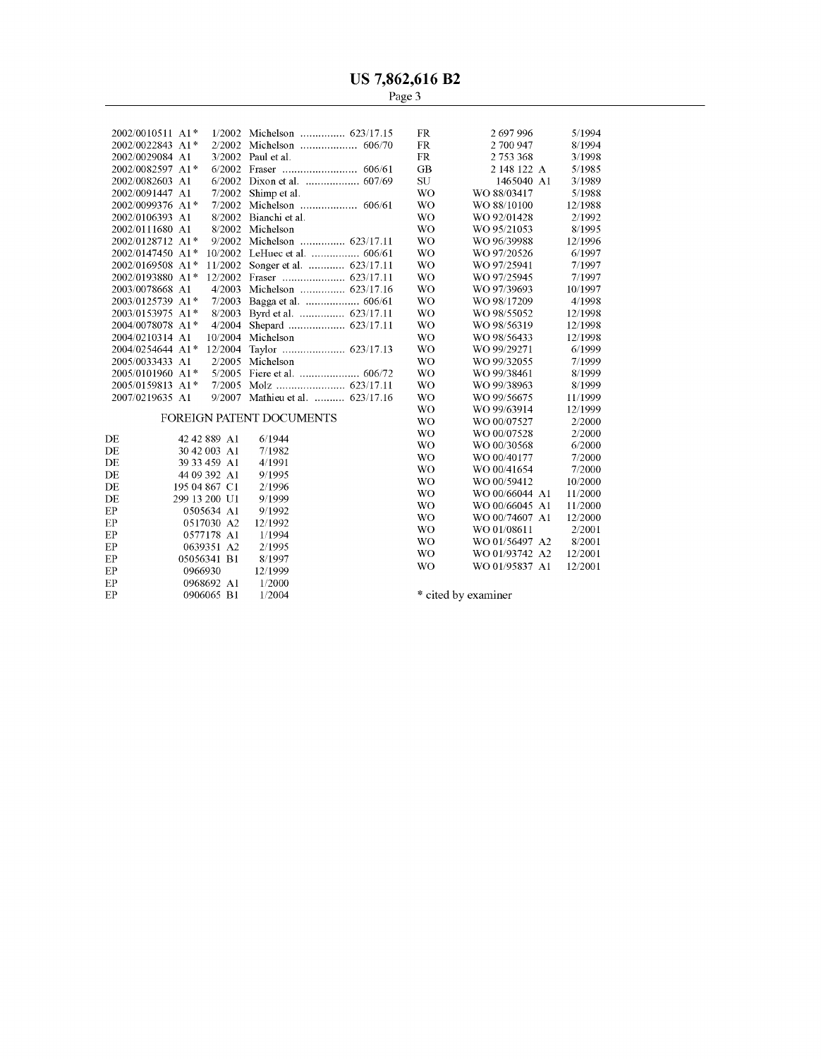| | | | | |
|---|---|---|---|---|
| 2002/0010511 | A1 * | 1/2002 | Michelson | 623/17.15 |
| 2002/0022843 | A1 * | 2/2002 | Michelson | 606/70 |
| 2002/0029084 | A1 | 3/2002 | Paul et al. | |
| 2002/0082597 | A1 * | 6/2002 | Fraser | 606/61 |
| 2002/0082603 | A1 | 6/2002 | Dixon et al. | 607/69 |
| 2002/0091447 | A1 | 7/2002 | Shimp et al. | |
| 2002/0099376 | A1 * | 7/2002 | Michelson | 606/61 |
| 2002/0106393 | A1 | 8/2002 | Bianchi et al. | |
| 2002/0111680 | A1 | 8/2002 | Michelson | |
| 2002/0128712 | A1 * | 9/2002 | Michelson | 623/17.11 |
| 2002/0147450 | A1 * | 10/2002 | LeHuec et al. | 606/61 |
| 2002/0169508 | A1 * | 11/2002 | Songer et al. | 623/17.11 |
| 2002/0193880 | A1 * | 12/2002 | Fraser | 623/17.11 |
| 2003/0078668 | A1 | 4/2003 | Michelson | 623/17.16 |
| 2003/0125739 | A1 * | 7/2003 | Bagga et al. | 606/61 |
| 2003/0153975 | A1 * | 8/2003 | Byrd et al. | 623/17.11 |
| 2004/0078078 | A1 * | 4/2004 | Shepard | 623/17.11 |
| 2004/0210314 | A1 | 10/2004 | Michelson | |
| 2004/0254644 | A1 * | 12/2004 | Taylor | 623/17.13 |
| 2005/0033433 | A1 | 2/2005 | Michelson | |
| 2005/0101960 | A1 * | 5/2005 | Fiere et al. | 606/72 |
| 2005/0159813 | A1 * | 7/2005 | Molz | 623/17.11 |
| 2007/0219635 | A1 | 9/2007 | Mathieu et al. | 623/17.16 |

## FOREIGN PATENT DOCUMENTS

| | | |
|---|---|---|
| DE | 42 42 889 A1 | 6/1944 |
| DE | 30 42 003 A1 | 7/1982 |
| DE | 39 33 459 A1 | 4/1991 |
| DE | 44 09 392 A1 | 9/1995 |
| DE | 195 04 867 C1 | 2/1996 |
| DE | 299 13 200 U1 | 9/1999 |
| EP | 0505634 A1 | 9/1992 |
| EP | 0517030 A2 | 12/1992 |
| EP | 0577178 A1 | 1/1994 |
| EP | 0639351 A2 | 2/1995 |
| EP | 05056341 B1 | 8/1997 |
| EP | 0966930 | 12/1999 |
| EP | 0968692 A1 | 1/2000 |
| EP | 0906065 B1 | 1/2004 |
| FR | 2 697 996 | 5/1994 |
| FR | 2 700 947 | 8/1994 |
| FR | 2 753 368 | 3/1998 |
| GB | 2 148 122 A | 5/1985 |
| SU | 1465040 A1 | 3/1989 |
| WO | WO 88/03417 | 5/1988 |
| WO | WO 88/10100 | 12/1988 |
| WO | WO 92/01428 | 2/1992 |
| WO | WO 95/21053 | 8/1995 |
| WO | WO 96/39988 | 12/1996 |
| WO | WO 97/20526 | 6/1997 |
| WO | WO 97/25941 | 7/1997 |
| WO | WO 97/25945 | 7/1997 |
| WO | WO 97/39693 | 10/1997 |
| WO | WO 98/17209 | 4/1998 |
| WO | WO 98/55052 | 12/1998 |
| WO | WO 98/56319 | 12/1998 |
| WO | WO 98/56433 | 12/1998 |
| WO | WO 99/29271 | 6/1999 |
| WO | WO 99/32055 | 7/1999 |
| WO | WO 99/38461 | 8/1999 |
| WO | WO 99/38963 | 8/1999 |
| WO | WO 99/56675 | 11/1999 |
| WO | WO 99/63914 | 12/1999 |
| WO | WO 00/07527 | 2/2000 |
| WO | WO 00/07528 | 2/2000 |
| WO | WO 00/30568 | 6/2000 |
| WO | WO 00/40177 | 7/2000 |
| WO | WO 00/41654 | 7/2000 |
| WO | WO 00/59412 | 10/2000 |
| WO | WO 00/66044 A1 | 11/2000 |
| WO | WO 00/66045 A1 | 11/2000 |
| WO | WO 00/74607 A1 | 12/2000 |
| WO | WO 01/08611 | 2/2001 |
| WO | WO 01/56497 A2 | 8/2001 |
| WO | WO 01/93742 A2 | 12/2001 |
| WO | WO 01/95837 A1 | 12/2001 |

\* cited by examiner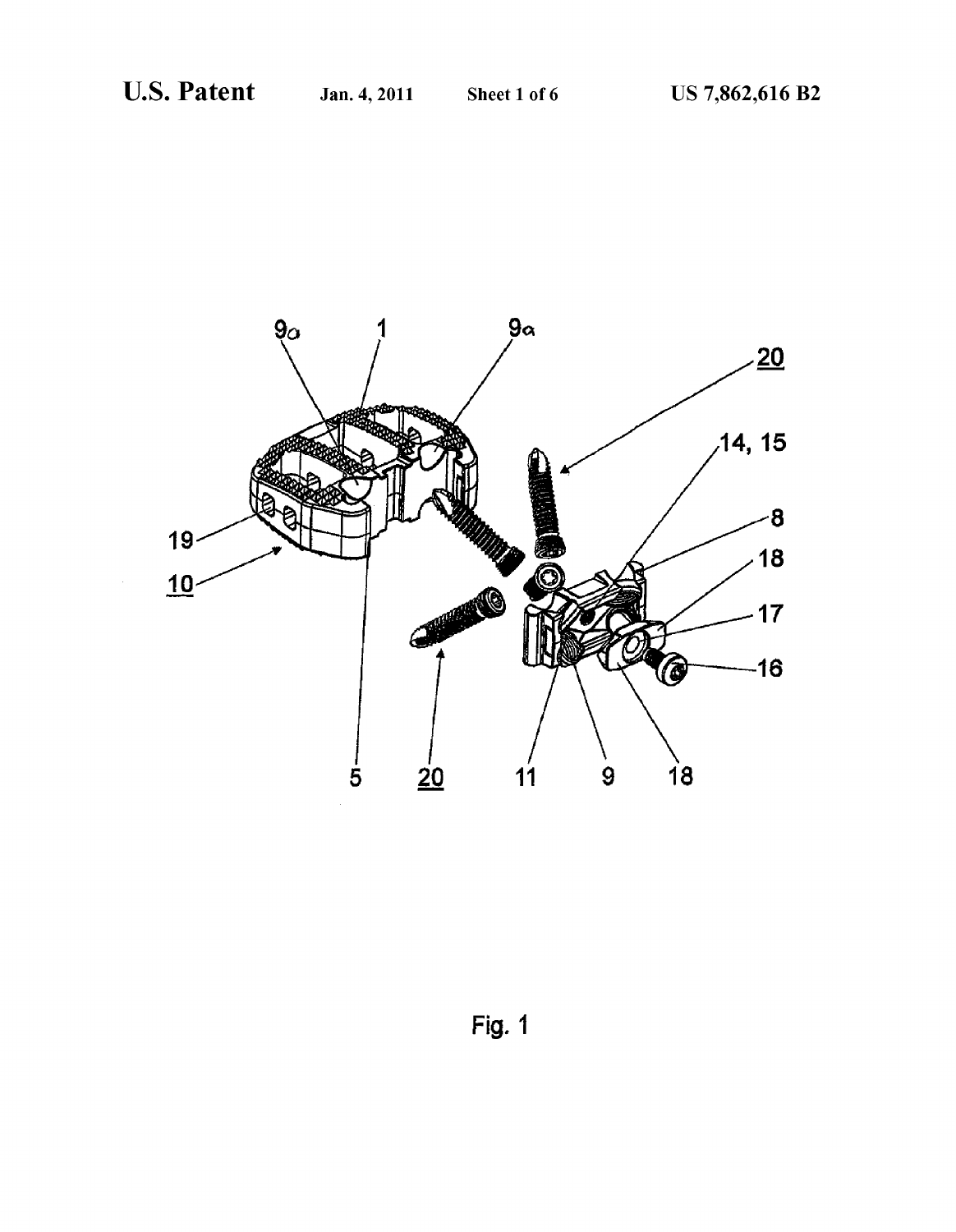Fig. 1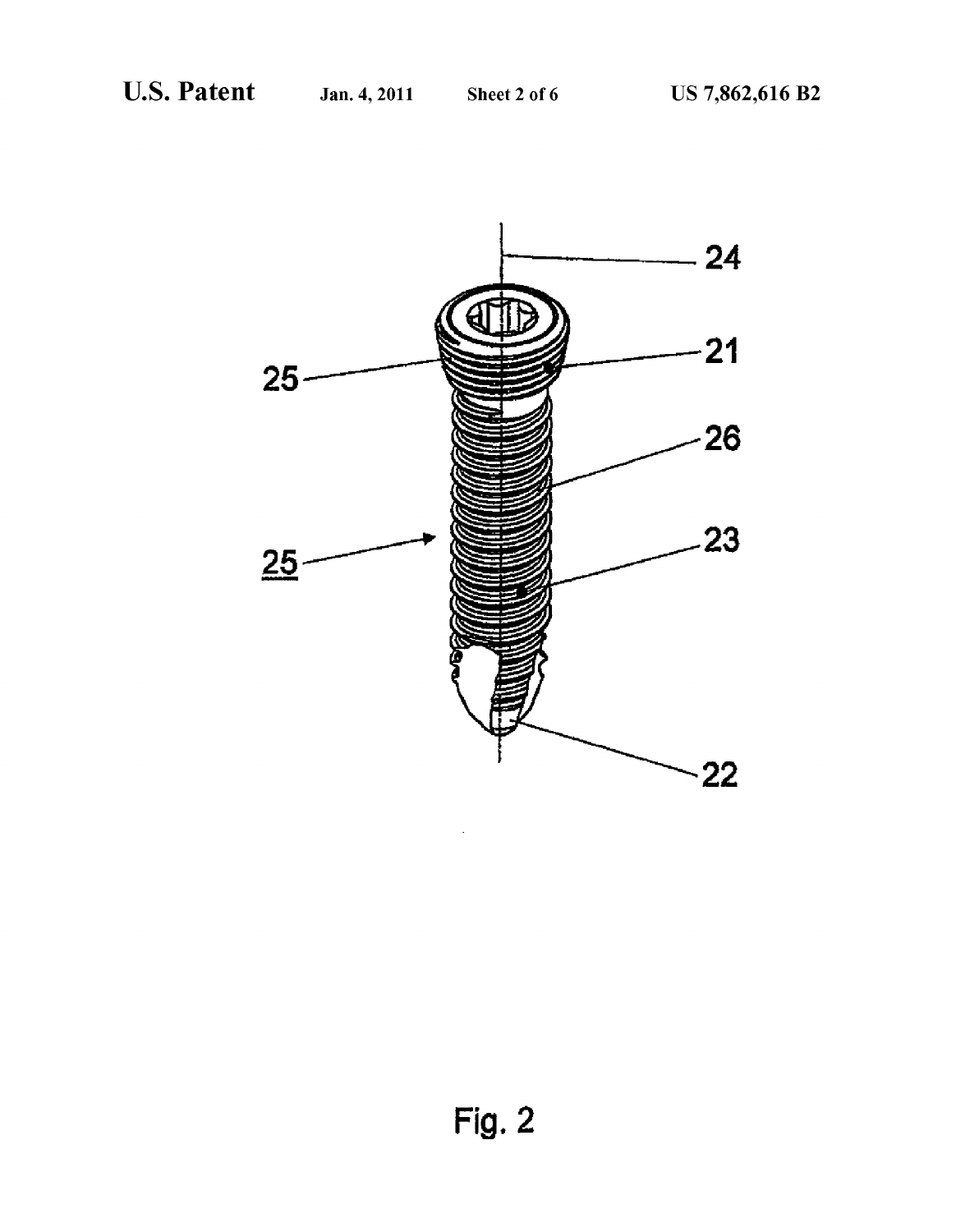Fig. 2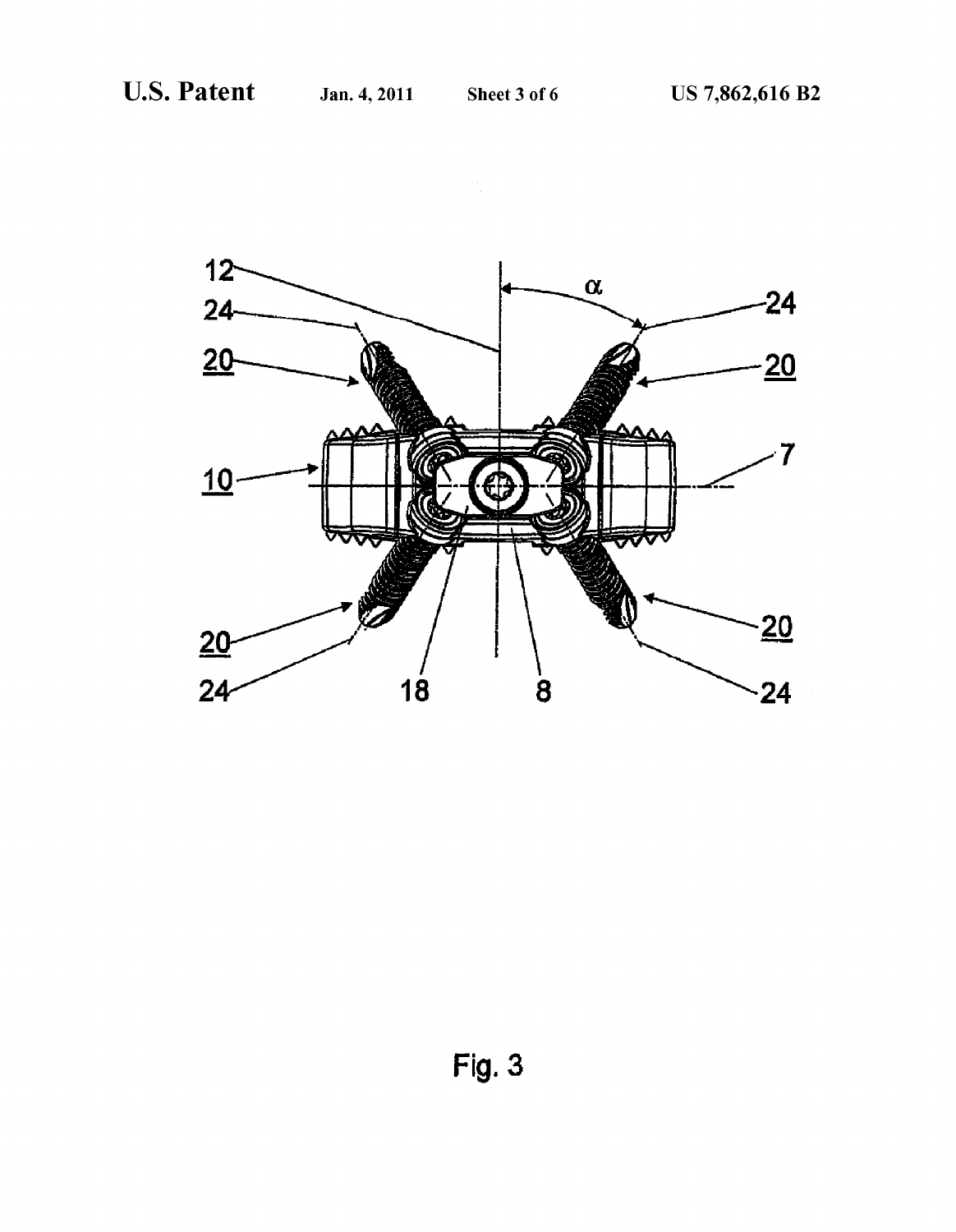Fig. 3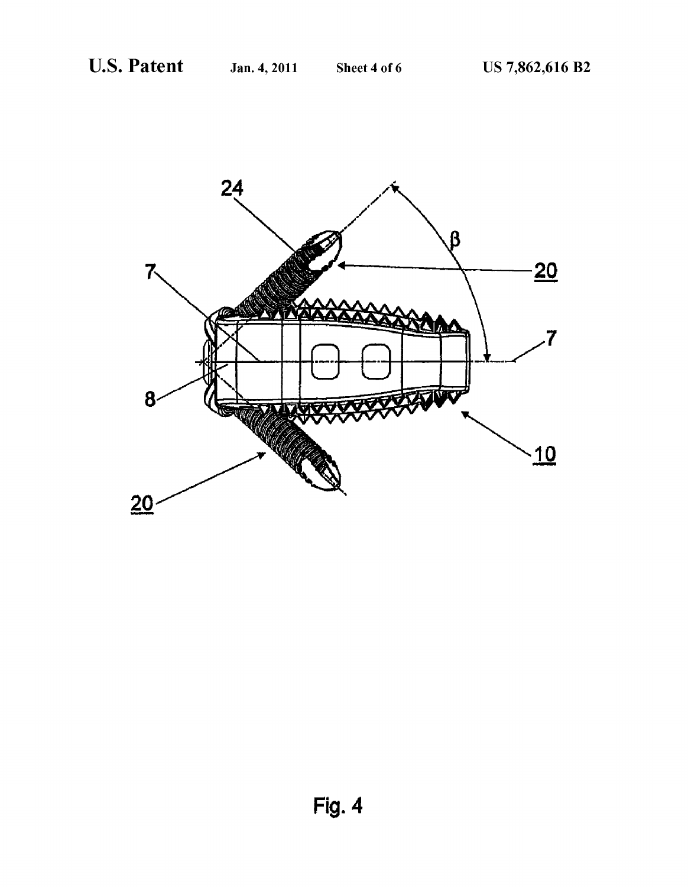Fig. 4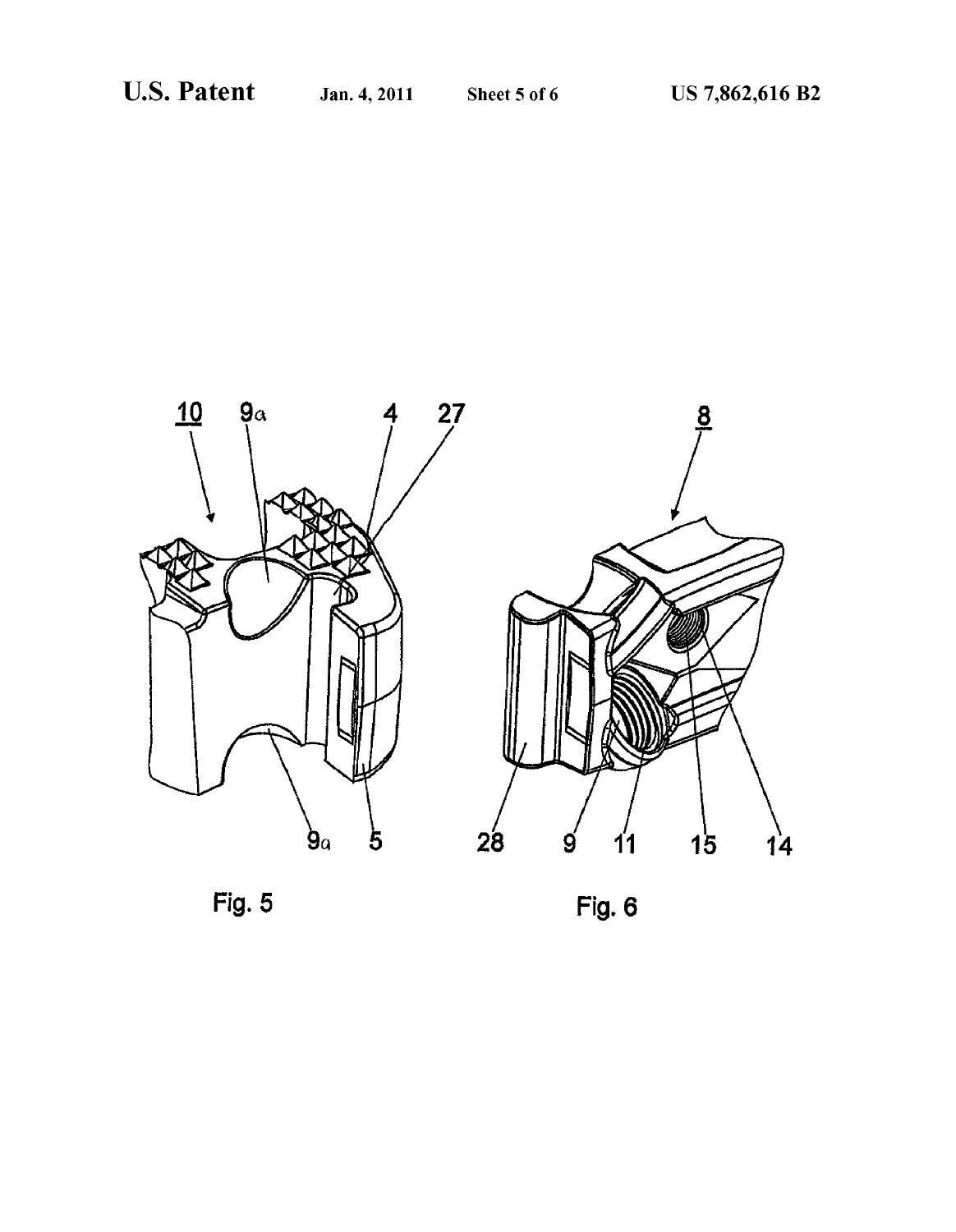Fig. 5

Fig. 6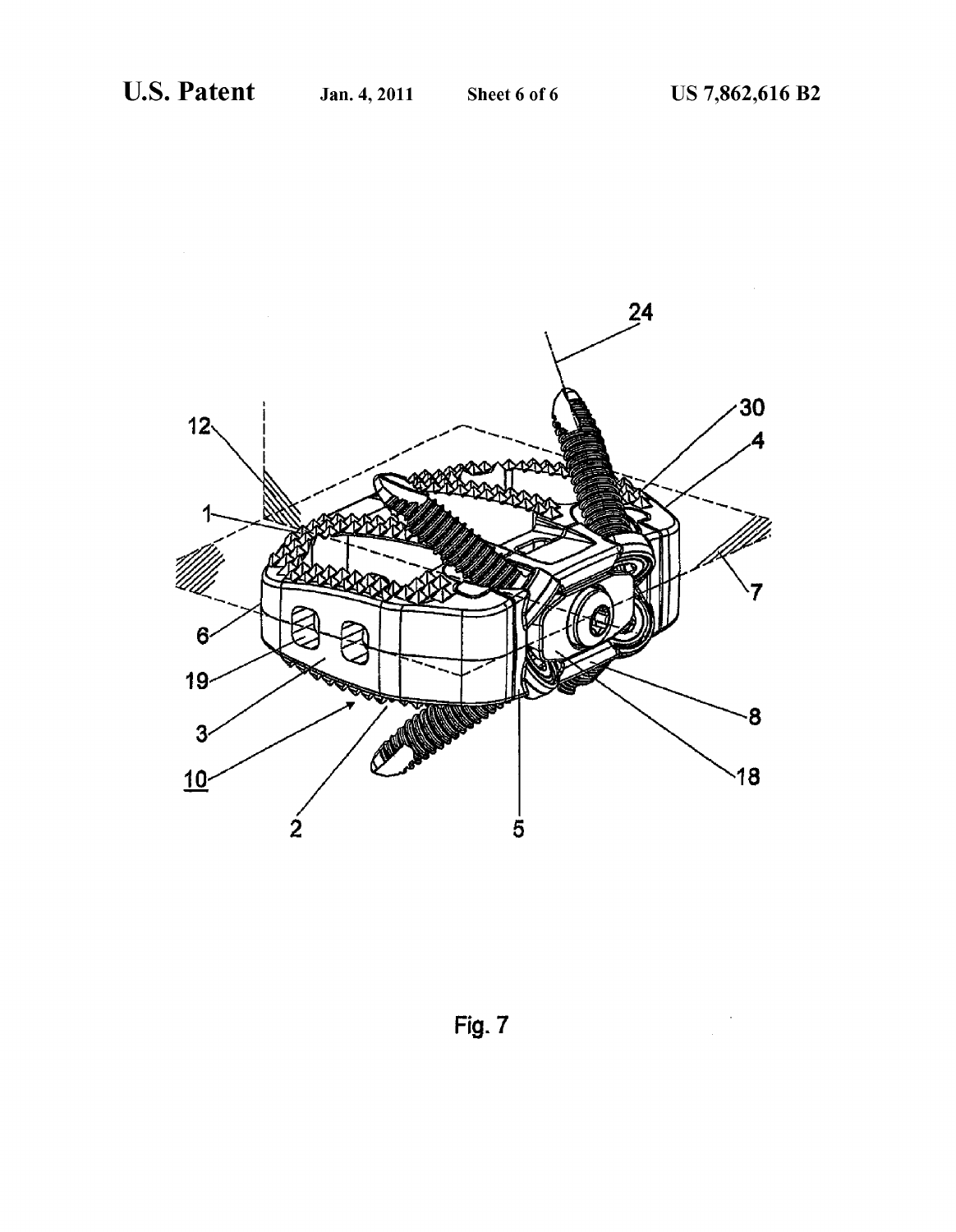Fig. 7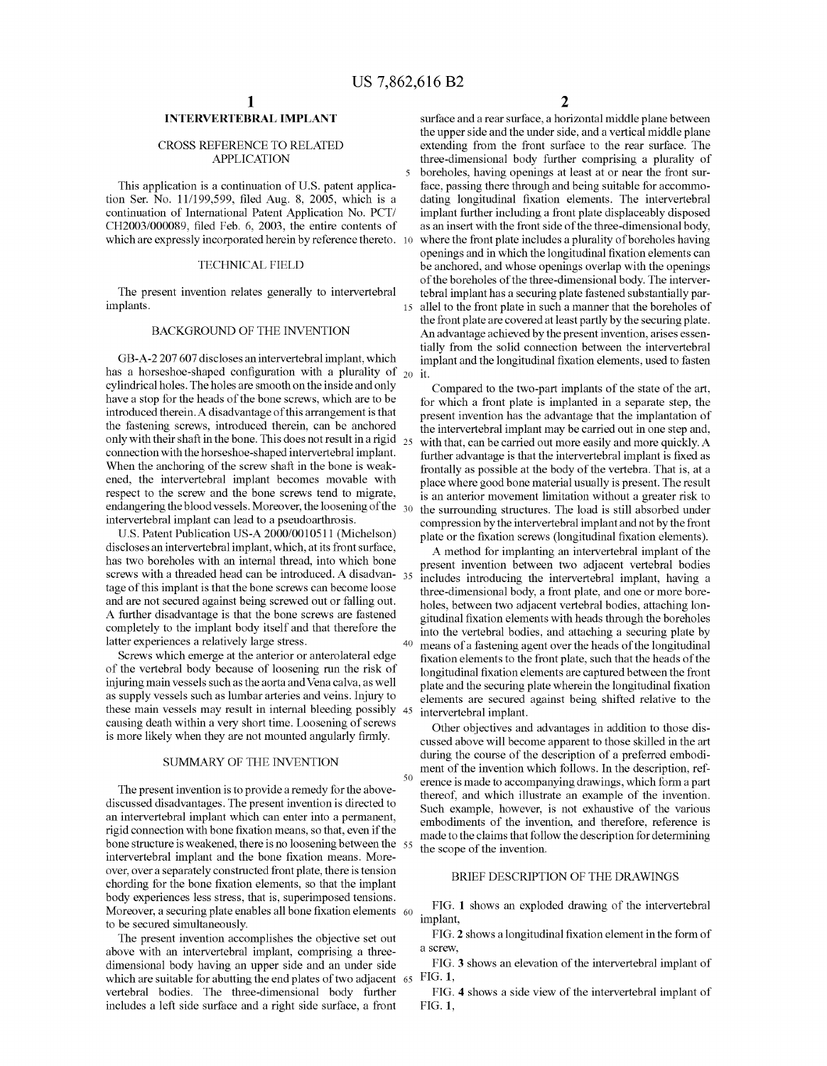# INTERVERTEBRAL IMPLANT

## CROSS REFERENCE TO RELATED APPLICATION

This application is a continuation of U.S. patent application Ser. No. 11/199,599, filed Aug. 8, 2005, which is a continuation of International Patent Application No. PCT/CH2003/000089, filed Feb. 6, 2003, the entire contents of which are expressly incorporated herein by reference thereto.

## TECHNICAL FIELD

The present invention relates generally to intervertebral implants.

## BACKGROUND OF THE INVENTION

GB-A-2 207 607 discloses an intervertebral implant, which has a horseshoe-shaped configuration with a plurality of cylindrical holes. The holes are smooth on the inside and only have a stop for the heads of the bone screws, which are to be introduced therein. A disadvantage of this arrangement is that the fastening screws, introduced therein, can be anchored only with their shaft in the bone. This does not result in a rigid connection with the horseshoe-shaped intervertebral implant. When the anchoring of the screw shaft in the bone is weakened, the intervertebral implant becomes movable with respect to the screw and the bone screws tend to migrate, endangering the blood vessels. Moreover, the loosening of the intervertebral implant can lead to a pseudoarthrosis.

U.S. Patent Publication US-A 2000/0010511 (Michelson) discloses an intervertebral implant, which, at its front surface, has two boreholes with an internal thread, into which bone screws with a threaded head can be introduced. A disadvantage of this implant is that the bone screws can become loose and are not secured against being screwed out or falling out. A further disadvantage is that the bone screws are fastened completely to the implant body itself and that therefore the latter experiences a relatively large stress.

Screws which emerge at the anterior or anterolateral edge of the vertebral body because of loosening run the risk of injuring main vessels such as the aorta and Vena calva, as well as supply vessels such as lumbar arteries and veins. Injury to these main vessels may result in internal bleeding possibly causing death within a very short time. Loosening of screws is more likely when they are not mounted angularly firmly.

## SUMMARY OF THE INVENTION

The present invention is to provide a remedy for the above-discussed disadvantages. The present invention is directed to an intervertebral implant which can enter into a permanent, rigid connection with bone fixation means, so that, even if the bone structure is weakened, there is no loosening between the intervertebral implant and the bone fixation means. Moreover, over a separately constructed front plate, there is tension chording for the bone fixation elements, so that the implant body experiences less stress, that is, superimposed tensions. Moreover, a securing plate enables all bone fixation elements to be secured simultaneously.

The present invention accomplishes the objective set out above with an intervertebral implant, comprising a three-dimensional body having an upper side and an under side which are suitable for abutting the end plates of two adjacent vertebral bodies. The three-dimensional body further includes a left side surface and a right side surface, a front surface and a rear surface, a horizontal middle plane between the upper side and the under side, and a vertical middle plane extending from the front surface to the rear surface. The three-dimensional body further comprising a plurality of boreholes, having openings at least at or near the front surface, passing there through and being suitable for accommodating longitudinal fixation elements. The intervertebral implant further including a front plate displaceably disposed as an insert with the front side of the three-dimensional body, where the front plate includes a plurality of boreholes having openings and in which the longitudinal fixation elements can be anchored, and whose openings overlap with the openings of the boreholes of the three-dimensional body. The intervertebral implant has a securing plate fastened substantially parallel to the front plate in such a manner that the boreholes of the front plate are covered at least partly by the securing plate. An advantage achieved by the present invention, arises essentially from the solid connection between the intervertebral implant and the longitudinal fixation elements, used to fasten it.

Compared to the two-part implants of the state of the art, for which a front plate is implanted in a separate step, the present invention has the advantage that the implantation of the intervertebral implant may be carried out in one step and, with that, can be carried out more easily and more quickly. A further advantage is that the intervertebral implant is fixed as frontally as possible at the body of the vertebra. That is, at a place where good bone material usually is present. The result is an anterior movement limitation without a greater risk to the surrounding structures. The load is still absorbed under compression by the intervertebral implant and not by the front plate or the fixation screws (longitudinal fixation elements).

A method for implanting an intervertebral implant of the present invention between two adjacent vertebral bodies includes introducing the intervertebral implant, having a three-dimensional body, a front plate, and one or more boreholes, between two adjacent vertebral bodies, attaching longitudinal fixation elements with heads through the boreholes into the vertebral bodies, and attaching a securing plate by means of a fastening agent over the heads of the longitudinal fixation elements to the front plate, such that the heads of the longitudinal fixation elements are captured between the front plate and the securing plate wherein the longitudinal fixation elements are secured against being shifted relative to the intervertebral implant.

Other objectives and advantages in addition to those discussed above will become apparent to those skilled in the art during the course of the description of a preferred embodiment of the invention which follows. In the description, reference is made to accompanying drawings, which form a part thereof, and which illustrate an example of the invention. Such example, however, is not exhaustive of the various embodiments of the invention, and therefore, reference is made to the claims that follow the description for determining the scope of the invention.

## BRIEF DESCRIPTION OF THE DRAWINGS

FIG. 1 shows an exploded drawing of the intervertebral implant,

FIG. 2 shows a longitudinal fixation element in the form of a screw,

FIG. 3 shows an elevation of the intervertebral implant of FIG. 1,

FIG. 4 shows a side view of the intervertebral implant of FIG. 1,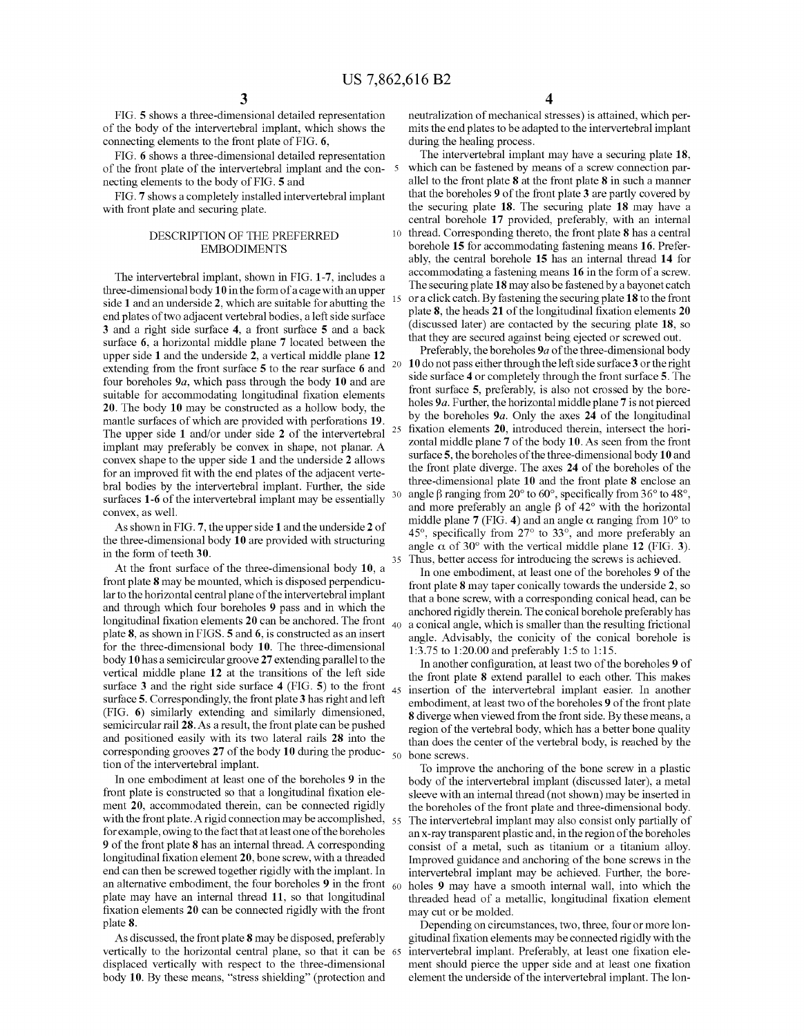FIG. 5 shows a three-dimensional detailed representation of the body of the intervertebral implant, which shows the connecting elements to the front plate of FIG. 6,

FIG. 6 shows a three-dimensional detailed representation of the front plate of the intervertebral implant and the connecting elements to the body of FIG. 5 and

FIG. 7 shows a completely installed intervertebral implant with front plate and securing plate.

## DESCRIPTION OF THE PREFERRED EMBODIMENTS

The intervertebral implant, shown in FIG. 1-7, includes a three-dimensional body **10** in the form of a cage with an upper side **1** and an underside **2**, which are suitable for abutting the end plates of two adjacent vertebral bodies, a left side surface **3** and a right side surface **4**, a front surface **5** and a back surface **6**, a horizontal middle plane **7** located between the upper side **1** and the underside **2**, a vertical middle plane **12** extending from the front surface **5** to the rear surface **6** and four boreholes **9a**, which pass through the body **10** and are suitable for accommodating longitudinal fixation elements **20**. The body **10** may be constructed as a hollow body, the mantle surfaces of which are provided with perforations **19**. The upper side **1** and/or under side **2** of the intervertebral implant may preferably be convex in shape, not planar. A convex shape to the upper side **1** and the underside **2** allows for an improved fit with the end plates of the adjacent vertebral bodies by the intervertebral implant. Further, the side surfaces **1-6** of the intervertebral implant may be essentially convex, as well.

As shown in FIG. 7, the upper side **1** and the underside **2** of the three-dimensional body **10** are provided with structuring in the form of teeth **30**.

At the front surface of the three-dimensional body **10**, a front plate **8** may be mounted, which is disposed perpendicular to the horizontal central plane of the intervertebral implant and through which four boreholes **9** pass and in which the longitudinal fixation elements **20** can be anchored. The front plate **8**, as shown in FIGS. **5** and **6**, is constructed as an insert for the three-dimensional body **10**. The three-dimensional body **10** has a semicircular groove **27** extending parallel to the vertical middle plane **12** at the transitions of the left side surface **3** and the right side surface **4** (FIG. **5**) to the front surface **5**. Correspondingly, the front plate **3** has right and left (FIG. **6**) similarly extending and similarly dimensioned, semicircular rail **28**. As a result, the front plate can be pushed and positioned easily with its two lateral rails **28** into the corresponding grooves **27** of the body **10** during the production of the intervertebral implant.

In one embodiment at least one of the boreholes **9** in the front plate is constructed so that a longitudinal fixation element **20**, accommodated therein, can be connected rigidly with the front plate. A rigid connection may be accomplished, for example, owing to the fact that at least one of the boreholes **9** of the front plate **8** has an internal thread. A corresponding longitudinal fixation element **20**, bone screw, with a threaded end can then be screwed together rigidly with the implant. In an alternative embodiment, the four boreholes **9** in the front plate may have an internal thread **11**, so that longitudinal fixation elements **20** can be connected rigidly with the front plate **8**.

As discussed, the front plate **8** may be disposed, preferably vertically to the horizontal central plane, so that it can be displaced vertically with respect to the three-dimensional body **10**. By these means, "stress shielding" (protection and neutralization of mechanical stresses) is attained, which permits the end plates to be adapted to the intervertebral implant during the healing process.

The intervertebral implant may have a securing plate **18**, which can be fastened by means of a screw connection parallel to the front plate **8** at the front plate **8** in such a manner that the boreholes **9** of the front plate **3** are partly covered by the securing plate **18**. The securing plate **18** may have a central borehole **17** provided, preferably, with an internal thread. Corresponding thereto, the front plate **8** has a central borehole **15** for accommodating fastening means **16**. Preferably, the central borehole **15** has an internal thread **14** for accommodating a fastening means **16** in the form of a screw. The securing plate **18** may also be fastened by a bayonet catch or a click catch. By fastening the securing plate **18** to the front plate **8**, the heads **21** of the longitudinal fixation elements **20** (discussed later) are contacted by the securing plate **18**, so that they are secured against being ejected or screwed out.

Preferably, the boreholes **9a** of the three-dimensional body **10** do not pass either through the left side surface **3** or the right side surface **4** or completely through the front surface **5**. The front surface **5**, preferably, is also not crossed by the boreholes **9a**. Further, the horizontal middle plane **7** is not pierced by the boreholes **9a**. Only the axes **24** of the longitudinal fixation elements **20**, introduced therein, intersect the horizontal middle plane **7** of the body **10**. As seen from the front surface **5**, the boreholes of the three-dimensional body **10** and the front plate diverge. The axes **24** of the boreholes of the three-dimensional plate **10** and the front plate **8** enclose an angle $\beta$ ranging from 20° to 60°, specifically from 36° to 48°, and more preferably an angle $\beta$ of 42° with the horizontal middle plane **7** (FIG. **4**) and an angle $\alpha$ ranging from 10° to 45°, specifically from 27° to 33°, and more preferably an angle $\alpha$ of 30° with the vertical middle plane **12** (FIG. **3**). Thus, better access for introducing the screws is achieved.

In one embodiment, at least one of the boreholes **9** of the front plate **8** may taper conically towards the underside **2**, so that a bone screw, with a corresponding conical head, can be anchored rigidly therein. The conical borehole preferably has a conical angle, which is smaller than the resulting frictional angle. Advisably, the conicity of the conical borehole is 1:3.75 to 1:20.00 and preferably 1:5 to 1:15.

In another configuration, at least two of the boreholes **9** of the front plate **8** extend parallel to each other. This makes insertion of the intervertebral implant easier. In another embodiment, at least two of the boreholes **9** of the front plate **8** diverge when viewed from the front side. By these means, a region of the vertebral body, which has a better bone quality than does the center of the vertebral body, is reached by the bone screws.

To improve the anchoring of the bone screw in a plastic body of the intervertebral implant (discussed later), a metal sleeve with an internal thread (not shown) may be inserted in the boreholes of the front plate and three-dimensional body. The intervertebral implant may also consist only partially of an x-ray transparent plastic and, in the region of the boreholes consist of a metal, such as titanium or a titanium alloy. Improved guidance and anchoring of the bone screws in the intervertebral implant may be achieved. Further, the boreholes **9** may have a smooth internal wall, into which the threaded head of a metallic, longitudinal fixation element may cut or be molded.

Depending on circumstances, two, three, four or more longitudinal fixation elements may be connected rigidly with the intervertebral implant. Preferably, at least one fixation element should pierce the upper side and at least one fixation element the underside of the intervertebral implant. The lon-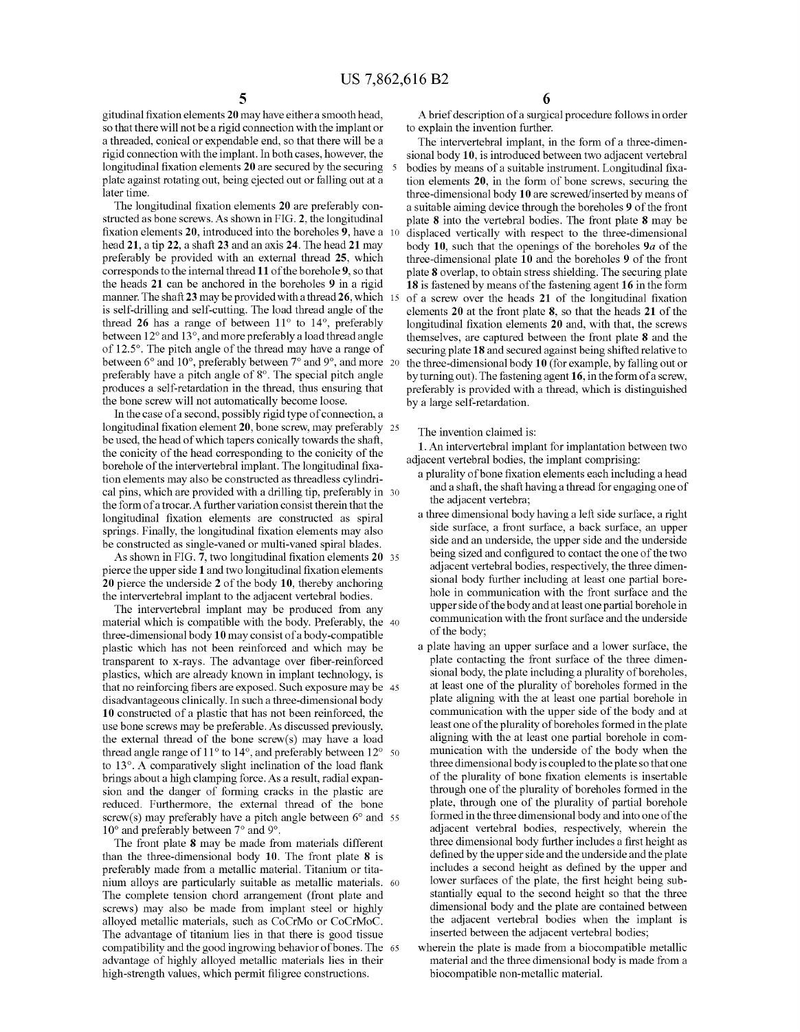gitudinal fixation elements **20** may have either a smooth head, so that there will not be a rigid connection with the implant or a threaded, conical or expendable end, so that there will be a rigid connection with the implant. In both cases, however, the longitudinal fixation elements **20** are secured by the securing plate against rotating out, being ejected out or falling out at a later time.

The longitudinal fixation elements **20** are preferably constructed as bone screws. As shown in FIG. **2**, the longitudinal fixation elements **20**, introduced into the boreholes **9**, have a head **21**, a tip **22**, a shaft **23** and an axis **24**. The head **21** may preferably be provided with an external thread **25**, which corresponds to the internal thread **11** of the borehole **9**, so that the heads **21** can be anchored in the boreholes **9** in a rigid manner. The shaft **23** may be provided with a thread **26**, which is self-drilling and self-cutting. The load thread angle of the thread **26** has a range of between 11° to 14°, preferably between 12° and 13°, and more preferably a load thread angle of 12.5°. The pitch angle of the thread may have a range of between 6° and 10°, preferably between 7° and 9°, and more preferably have a pitch angle of 8°. The special pitch angle produces a self-retardation in the thread, thus ensuring that the bone screw will not automatically become loose.

In the case of a second, possibly rigid type of connection, a longitudinal fixation element **20**, bone screw, may preferably be used, the head of which tapers conically towards the shaft, the conicity of the head corresponding to the conicity of the borehole of the intervertebral implant. The longitudinal fixation elements may also be constructed as threadless cylindrical pins, which are provided with a drilling tip, preferably in the form of a trocar. A further variation consist therein that the longitudinal fixation elements are constructed as spiral springs. Finally, the longitudinal fixation elements may also be constructed as single-vaned or multi-vaned spiral blades.

As shown in FIG. **7**, two longitudinal fixation elements **20** pierce the upper side **1** and two longitudinal fixation elements **20** pierce the underside **2** of the body **10**, thereby anchoring the intervertebral implant to the adjacent vertebral bodies.

The intervertebral implant may be produced from any material which is compatible with the body. Preferably, the three-dimensional body **10** may consist of a body-compatible plastic which has not been reinforced and which may be transparent to x-rays. The advantage over fiber-reinforced plastics, which are already known in implant technology, is that no reinforcing fibers are exposed. Such exposure may be disadvantageous clinically. In such a three-dimensional body **10** constructed of a plastic that has not been reinforced, the use bone screws may be preferable. As discussed previously, the external thread of the bone screw(s) may have a load thread angle range of 11° to 14°, and preferably between 12° to 13°. A comparatively slight inclination of the load flank brings about a high clamping force. As a result, radial expansion and the danger of forming cracks in the plastic are reduced. Furthermore, the external thread of the bone screw(s) may preferably have a pitch angle between 6° and 10° and preferably between 7° and 9°.

The front plate **8** may be made from materials different than the three-dimensional body **10**. The front plate **8** is preferably made from a metallic material. Titanium or titanium alloys are particularly suitable as metallic materials. The complete tension chord arrangement (front plate and screws) may also be made from implant steel or highly alloyed metallic materials, such as CoCrMo or CoCrMoC. The advantage of titanium lies in that there is good tissue compatibility and the good ingrowing behavior of bones. The advantage of highly alloyed metallic materials lies in their high-strength values, which permit filigree constructions.

A brief description of a surgical procedure follows in order to explain the invention further.

The intervertebral implant, in the form of a three-dimensional body **10**, is introduced between two adjacent vertebral bodies by means of a suitable instrument. Longitudinal fixation elements **20**, in the form of bone screws, securing the three-dimensional body **10** are screwed/inserted by means of a suitable aiming device through the boreholes **9** of the front plate **8** into the vertebral bodies. The front plate **8** may be displaced vertically with respect to the three-dimensional body **10**, such that the openings of the boreholes **9a** of the three-dimensional plate **10** and the boreholes **9** of the front plate **8** overlap, to obtain stress shielding. The securing plate **18** is fastened by means of the fastening agent **16** in the form of a screw over the heads **21** of the longitudinal fixation elements **20** at the front plate **8**, so that the heads **21** of the longitudinal fixation elements **20** and, with that, the screws themselves, are captured between the front plate **8** and the securing plate **18** and secured against being shifted relative to the three-dimensional body **10** (for example, by falling out or by turning out). The fastening agent **16**, in the form of a screw, preferably is provided with a thread, which is distinguished by a large self-retardation.

The invention claimed is:

**1**. An intervertebral implant for implantation between two adjacent vertebral bodies, the implant comprising:

- a plurality of bone fixation elements each including a head and a shaft, the shaft having a thread for engaging one of the adjacent vertebra;
- a three dimensional body having a left side surface, a right side surface, a front surface, a back surface, an upper side and an underside, the upper side and the underside being sized and configured to contact the one of the two adjacent vertebral bodies, respectively, the three dimensional body further including at least one partial borehole in communication with the front surface and the upper side of the body and at least one partial borehole in communication with the front surface and the underside of the body;
- a plate having an upper surface and a lower surface, the plate contacting the front surface of the three dimensional body, the plate including a plurality of boreholes, at least one of the plurality of boreholes formed in the plate aligning with the at least one partial borehole in communication with the upper side of the body and at least one of the plurality of boreholes formed in the plate aligning with the at least one partial borehole in communication with the underside of the body when the three dimensional body is coupled to the plate so that one of the plurality of bone fixation elements is insertable through one of the plurality of boreholes formed in the plate, through one of the plurality of partial borehole formed in the three dimensional body and into one of the adjacent vertebral bodies, respectively, wherein the three dimensional body further includes a first height as defined by the upper side and the underside and the plate includes a second height as defined by the upper and lower surfaces of the plate, the first height being substantially equal to the second height so that the three dimensional body and the plate are contained between the adjacent vertebral bodies when the implant is inserted between the adjacent vertebral bodies;
- wherein the plate is made from a biocompatible metallic material and the three dimensional body is made from a biocompatible non-metallic material.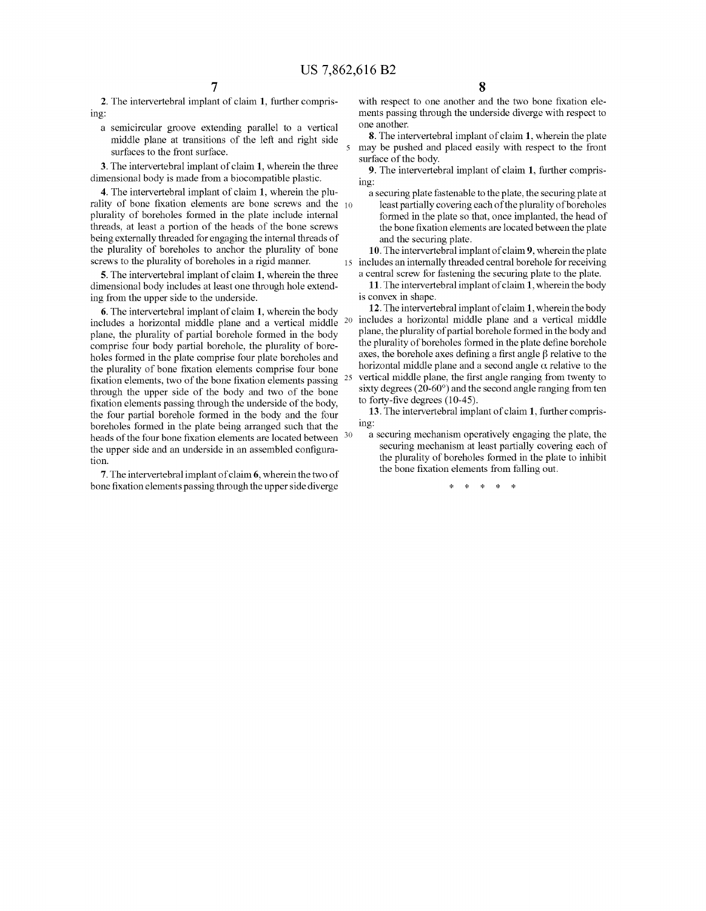2. The intervertebral implant of claim 1, further comprising:

a semicircular groove extending parallel to a vertical middle plane at transitions of the left and right side surfaces to the front surface.

3. The intervertebral implant of claim 1, wherein the three dimensional body is made from a biocompatible plastic.

4. The intervertebral implant of claim 1, wherein the plurality of bone fixation elements are bone screws and the plurality of boreholes formed in the plate include internal threads, at least a portion of the heads of the bone screws being externally threaded for engaging the internal threads of the plurality of boreholes to anchor the plurality of bone screws to the plurality of boreholes in a rigid manner.

5. The intervertebral implant of claim 1, wherein the three dimensional body includes at least one through hole extending from the upper side to the underside.

6. The intervertebral implant of claim 1, wherein the body includes a horizontal middle plane and a vertical middle plane, the plurality of partial borehole formed in the body comprise four body partial borehole, the plurality of boreholes formed in the plate comprise four plate boreholes and the plurality of bone fixation elements comprise four bone fixation elements, two of the bone fixation elements passing through the upper side of the body and two of the bone fixation elements passing through the underside of the body, the four partial borehole formed in the body and the four boreholes formed in the plate being arranged such that the heads of the four bone fixation elements are located between the upper side and an underside in an assembled configuration.

7. The intervertebral implant of claim 6, wherein the two of bone fixation elements passing through the upper side diverge with respect to one another and the two bone fixation elements passing through the underside diverge with respect to one another.

8. The intervertebral implant of claim 1, wherein the plate may be pushed and placed easily with respect to the front surface of the body.

9. The intervertebral implant of claim 1, further comprising:

a securing plate fastenable to the plate, the securing plate at least partially covering each of the plurality of boreholes formed in the plate so that, once implanted, the head of the bone fixation elements are located between the plate and the securing plate.

10. The intervertebral implant of claim 9, wherein the plate includes an internally threaded central borehole for receiving a central screw for fastening the securing plate to the plate.

11. The intervertebral implant of claim 1, wherein the body is convex in shape.

12. The intervertebral implant of claim 1, wherein the body includes a horizontal middle plane and a vertical middle plane, the plurality of partial borehole formed in the body and the plurality of boreholes formed in the plate define borehole axes, the borehole axes defining a first angle $\beta$ relative to the horizontal middle plane and a second angle $\alpha$ relative to the vertical middle plane, the first angle ranging from twenty to sixty degrees (20-60°) and the second angle ranging from ten to forty-five degrees (10-45).

13. The intervertebral implant of claim 1, further comprising:

a securing mechanism operatively engaging the plate, the securing mechanism at least partially covering each of the plurality of boreholes formed in the plate to inhibit the bone fixation elements from falling out.

* * * * *